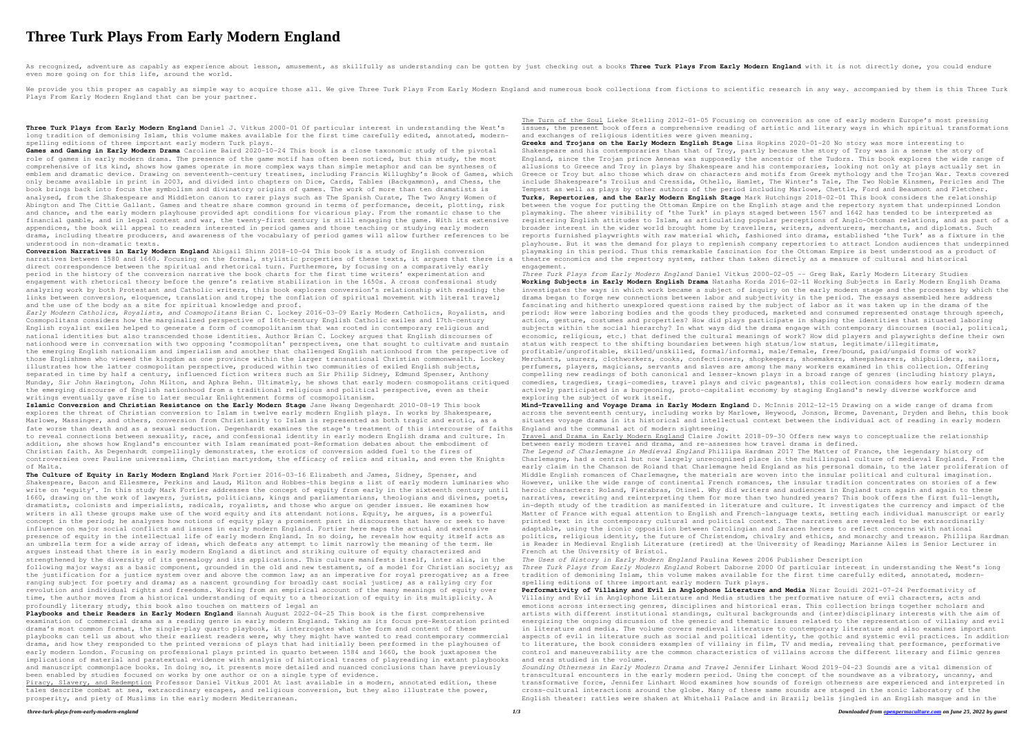# Three Turk Plays From Early Modern England

As recognized, adventure as capably as experience about lesson, amusement, as skillfully as understanding can be gotten by just checking out a books **Three Turk Plays From Early Modern England** with it is not directly done, you could endure even more going on for this life, around the world.

We provide you this proper as capably as simple way to acquire those all. We give Three Turk Plays From Early Modern England and numerous book collections from fictions to scientific research in any way. accompanied by them is this Three Turk Plays From Early Modern England that can be your partner.

**Three Turk Plays from Early Modern England** Daniel J. Vitkus 2000-01 Of particular interest in understanding the West's long tradition of demonising Islam, this volume makes available for the first time carefully edited, annotated, modern-spelling editions of three important early modern Turk plays.

**Games and Gaming in Early Modern Drama** Caroline Baird 2020-10-24 This book is a close taxonomic study of the pivotal role of games in early modern drama. The presence of the game motif has often been noticed, but this study, the most comprehensive of its kind, shows how games operate in more complex ways than simple metaphor and can be syntheses of emblem and dramatic device. Drawing on seventeenth-century treatises, including Francis Willughby's Book of Games, which only became available in print in 2003, and divided into chapters on Dice, Cards, Tables (Backgammon), and Chess, the book brings back into focus the symbolism and divinatory origins of games. The work of more than ten dramatists is analysed, from the Shakespeare and Middleton canon to rarer plays such as The Spanish Curate, The Two Angry Women of Abington and The Cittie Gallant. Games and theatre share common ground in terms of performance, deceit, plotting, risk and chance, and the early modern playhouse provided apt conditions for vicarious play. From the romantic chase to the financial gamble, and in legal contest and war, the twenty-first century is still engaging the game. With its extensive appendices, the book will appeal to readers interested in period games and those teaching or studying early modern drama, including theatre producers, and awareness of the vocabulary of period games will allow further references to be understood in non-dramatic texts.

**Conversion Narratives in Early Modern England** Abigail Shinn 2018-10-04 This book is a study of English conversion narratives between 1580 and 1660. Focusing on the formal, stylistic properties of these texts, it argues that there is a direct correspondence between the spiritual and rhetorical turn. Furthermore, by focusing on a comparatively early period in the history of the conversion narrative the book charts for the first time writers' experimentation and engagement with rhetorical theory before the genre's relative stabilization in the 1650s. A cross confessional study analyzing work by both Protestant and Catholic writers, this book explores conversion's relationship with reading; the links between conversion, eloquence, translation and trope; the conflation of spiritual movement with literal travel; and the use of the body as a site for spiritual knowledge and proof.

*Early Modern Catholics, Royalists, and Cosmopolitans* Brian C. Lockey 2016-03-09 Early Modern Catholics, Royalists, and Cosmopolitans considers how the marginalized perspective of 16th-century English Catholic exiles and 17th-century English royalist exiles helped to generate a form of cosmopolitanism that was rooted in contemporary religious and national identities but also transcended those identities. Author Brian C. Lockey argues that English discourses of nationhood were in conversation with two opposing 'cosmopolitan' perspectives, one that sought to cultivate and sustain the emerging English nationalism and imperialism and another that challenged English nationhood from the perspective of those Englishmen who viewed the kingdom as one province within the larger transnational Christian commonwealth. Lockey illustrates how the latter cosmopolitan perspective, produced within two communities of exiled English subjects, separated in time by half a century, influenced fiction writers such as Sir Philip Sidney, Edmund Spenser, Anthony Munday, Sir John Harington, John Milton, and Aphra Behn. Ultimately, he shows that early modern cosmopolitans critiqued the emerging discourse of English nationhood from a traditional religious and political perspective, even as their writings eventually gave rise to later secular Enlightenment forms of cosmopolitanism.

**Islamic Conversion and Christian Resistance on the Early Modern Stage** Jane Hwang Degenhardt 2010-08-19 This book explores the threat of Christian conversion to Islam in twelve early modern English plays. In works by Shakespeare, Marlowe, Massinger, and others, conversion from Christianity to Islam is represented as both tragic and erotic, as a fate worse than death and as a sexual seduction. Degenhardt examines the stage's treatment of this intercourse of faiths to reveal connections between sexuality, race, and confessional identity in early modern English drama and culture. In addition, she shows how England's encounter with Islam reanimated post-Reformation debates about the embodiment of Christian faith. As Degenhardt compellingly demonstrates, the erotics of conversion added fuel to the fires of controversies over Pauline universalism, Christian martyrdom, the efficacy of relics and rituals, and even the Knights of Malta.

**The Culture of Equity in Early Modern England** Mark Fortier 2016-03-16 Elizabeth and James, Sidney, Spenser, and Shakespeare, Bacon and Ellesmere, Perkins and Laud, Milton and Hobbes-this begins a list of early modern luminaries who write on 'equity'. In this study Mark Fortier addresses the concept of equity from early in the sixteenth century until 1660, drawing on the work of lawyers, jurists, politicians, kings and parliamentarians, theologians and divines, poets, dramatists, colonists and imperialists, radicals, royalists, and those who argue on gender issues. He examines how writers in all these groups make use of the word equity and its attendant notions. Equity, he argues, is a powerful concept in the period; he analyses how notions of equity play a prominent part in discourses that have or seek to have influence on major social conflicts and issues in early modern England. Fortier here maps the actual and extensive presence of equity in the intellectual life of early modern England. In so doing, he reveals how equity itself acts as an umbrella term for a wide array of ideas, which defeats any attempt to limit narrowly the meaning of the term. He argues instead that there is in early modern England a distinct and striking culture of equity characterized and strengthened by the diversity of its genealogy and its applications. This culture manifests itself, inter alia, in the following major ways: as a basic component, grounded in the old and new testaments, of a model for Christian society; as the justification for a justice system over and above the common law; as an imperative for royal prerogative; as a free ranging subject for poetry and drama; as a nascent grounding for broadly cast social justice; as a rallying cry for revolution and individual rights and freedoms. Working from an empirical account of the many meanings of equity over time, the author moves from a historical understanding of equity to a theorization of equity in its multiplicity. A profoundly literary study, this book also touches on matters of legal an

**Playbooks and their Readers in Early Modern England** Hannah August 2022-04-25 This book is the first comprehensive examination of commercial drama as a reading genre in early modern England. Taking as its focus pre-Restoration printed drama's most common format, the single-play quarto playbook, it interrogates what the form and content of these playbooks can tell us about who their earliest readers were, why they might have wanted to read contemporary commercial drama, and how they responded to the printed versions of plays that had initially been performed in the playhouses of early modern London. Focusing on professional plays printed in quarto between 1584 and 1660, the book juxtaposes the implications of material and paratextual evidence with analysis of historical traces of playreading in extant playbooks and manuscript commonplace books. In doing so, it presents more detailed and nuanced conclusions than have previously been enabled by studies focused on works by one author or on a single type of evidence.

Piracy, Slavery, and Redemption Professor Daniel Vitkus 2001 At last available in a modern, annotated edition, these tales describe combat at sea, extraordinary escapes, and religious conversion, but they also illustrate the power, prosperity, and piety of Muslims in the early modern Mediterranean.

The Turn of the Soul Lieke Stelling 2012-01-05 Focusing on conversion as one of early modern Europe's most pressing issues, the present book offers a comprehensive reading of artistic and literary ways in which spiritual transformations and exchanges of religious identities were given meaning.

**Greeks and Trojans on the Early Modern English Stage** Lisa Hopkins 2020-01-20 No story was more interesting to Shakespeare and his contemporaries than that of Troy, partly because the story of Troy was in a sense the story of England, since the Trojan prince Aeneas was supposedly the ancestor of the Tudors. This book explores the wide range of allusions to Greece and Troy in plays by Shakespeare and his contemporaries, looking not only at plays actually set in Greece or Troy but also those which draw on characters and motifs from Greek mythology and the Trojan War. Texts covered include Shakespeare's Troilus and Cressida, Othello, Hamlet, The Winter's Tale, The Two Noble Kinsmen, Pericles and The Tempest as well as plays by other authors of the period including Marlowe, Chettle, Ford and Beaumont and Fletcher.

**Turks, Repertories, and the Early Modern English Stage** Mark Hutchings 2018-02-01 This book considers the relationship between the vogue for putting the Ottoman Empire on the English stage and the repertory system that underpinned London playmaking. The sheer visibility of 'the Turk' in plays staged between 1567 and 1642 has tended to be interpreted as registering English attitudes to Islam, as articulating popular perceptions of Anglo-Ottoman relations, and as part of a broader interest in the wider world brought home by travellers, writers, adventurers, merchants, and diplomats. Such reports furnished playwrights with raw material which, fashioned into drama, established 'the Turk' as a fixture in the playhouse. But it was the demand for plays to replenish company repertories to attract London audiences that underpinned playmaking in this period. Thus this remarkable fascination for the Ottoman Empire is best understood as a product of theatre economics and the repertory system, rather than taken directly as a measure of cultural and historical engagement.

*Three Turk Plays from Early Modern England* Daniel Vitkus 2000-02-05 -- Greg Bak, Early Modern Literary Studies

**Working Subjects in Early Modern English Drama** Natasha Korda 2016-02-11 Working Subjects in Early Modern English Drama investigates the ways in which work became a subject of inquiry on the early modern stage and the processes by which the drama began to forge new connections between labor and subjectivity in the period. The essays assembled here address fascinating and hitherto unexplored questions raised by the subject of labor as it was taken up in the drama of the period: How were laboring bodies and the goods they produced, marketed and consumed represented onstage through speech, action, gesture, costumes and properties? How did plays participate in shaping the identities that situated laboring subjects within the social hierarchy? In what ways did the drama engage with contemporary discourses (social, political, economic, religious, etc.) that defined the cultural meanings of work? How did players and playwrights define their own status with respect to the shifting boundaries between high status/low status, legitimate/illegitimate, profitable/unprofitable, skilled/unskilled, formal/informal, male/female, free/bound, paid/unpaid forms of work? Merchants, usurers, clothworkers, cooks, confectioners, shopkeepers, shoemakers, sheepshearers, shipbuilders, sailors, perfumers, players, magicians, servants and slaves are among the many workers examined in this collection. Offering compelling new readings of both canonical and lesser-known plays in a broad range of genres (including history plays, comedies, tragedies, tragi-comedies, travel plays and civic pageants), this collection considers how early modern drama actively participated in a burgeoning, proto-capitalist economy by staging England's newly diverse workforce and exploring the subject of work itself.

**Mind-Travelling and Voyage Drama in Early Modern England** D. McInnis 2012-12-15 Drawing on a wide range of drama from across the seventeenth century, including works by Marlowe, Heywood, Jonson, Brome, Davenant, Dryden and Behn, this book situates voyage drama in its historical and intellectual context between the individual act of reading in early modern England and the communal act of modern sightseeing.

Travel and Drama in Early Modern England Claire Jowitt 2018-09-30 Offers new ways to conceptualize the relationship between early modern travel and drama, and re-assesses how travel drama is defined.

*The Legend of Charlemagne in Medieval England* Phillipa Hardman 2017 The Matter of France, the legendary history of Charlemagne, had a central but now largely unrecognised place in the multilingual culture of medieval England. From the early claim in the Chanson de Roland that Charlemagne held England as his personal domain, to the later proliferation of Middle English romances of Charlemagne, the materials are woven into the insular political and cultural imagination. However, unlike the wide range of continental French romances, the insular tradition concentrates on stories of a few heroic characters: Roland, Fierabras, Otinel. Why did writers and audiences in England turn again and again to these narratives, rewriting and reinterpreting them for more than two hundred years? This book offers the first full-length, in-depth study of the tradition as manifested in literature and culture. It investigates the currency and impact of the Matter of France with equal attention to English and French-language texts, setting each individual manuscript or early printed text in its contemporary cultural and political context. The narratives are revealed to be extraordinarily adaptable, using the iconic opposition between Carolingian and Saracen heroes to reflect concerns with national politics, religious identity, the future of Christendom, chivalry and ethics, and monarchy and treason. Phillipa Hardman is Reader in Medieval English Literature (retired) at the University of Reading; Marianne Ailes is Senior Lecturer in French at the University of Bristol.

*The Uses of History in Early Modern England* Paulina Kewes 2006 Publisher Description

*Three Turk Plays from Early Modern England* Robert Daborne 2000 Of particular interest in understanding the West's long tradition of demonising Islam, this volume makes available for the first time carefully edited, annotated, modern-spelling editions of three important early modern Turk plays.

**Performativity of Villainy and Evil in Anglophone Literature and Media** Nizar Zouidi 2021-07-24 Performativity of Villainy and Evil in Anglophone Literature and Media studies the performative nature of evil characters, acts and emotions across intersecting genres, disciplines and historical eras. This collection brings together scholars and artists with different institutional standings, cultural backgrounds and (inter)disciplinary interests with the aim of energizing the ongoing discussion of the generic and thematic issues related to the representation of villainy and evil in literature and media. The volume covers medieval literature to contemporary literature and also examines important aspects of evil in literature such as social and political identity, the gothic and systemic evil practices. In addition to literature, the book considers examples of villainy in film, TV and media, revealing that performance, performative control and maneuverability are the common characteristics of villains across the different literary and filmic genres and eras studied in the volume.

*Sounding Otherness in Early Modern Drama and Travel* Jennifer Linhart Wood 2019-04-23 Sounds are a vital dimension of transcultural encounters in the early modern period. Using the concept of the soundwave as a vibratory, uncanny, and transformative force, Jennifer Linhart Wood examines how sounds of foreign otherness are experienced and interpreted in cross-cultural interactions around the globe. Many of these same sounds are staged in the sonic laboratory of the English theater: rattles were shaken at Whitehall Palace and in Brazil; bells jingled in an English masque and in the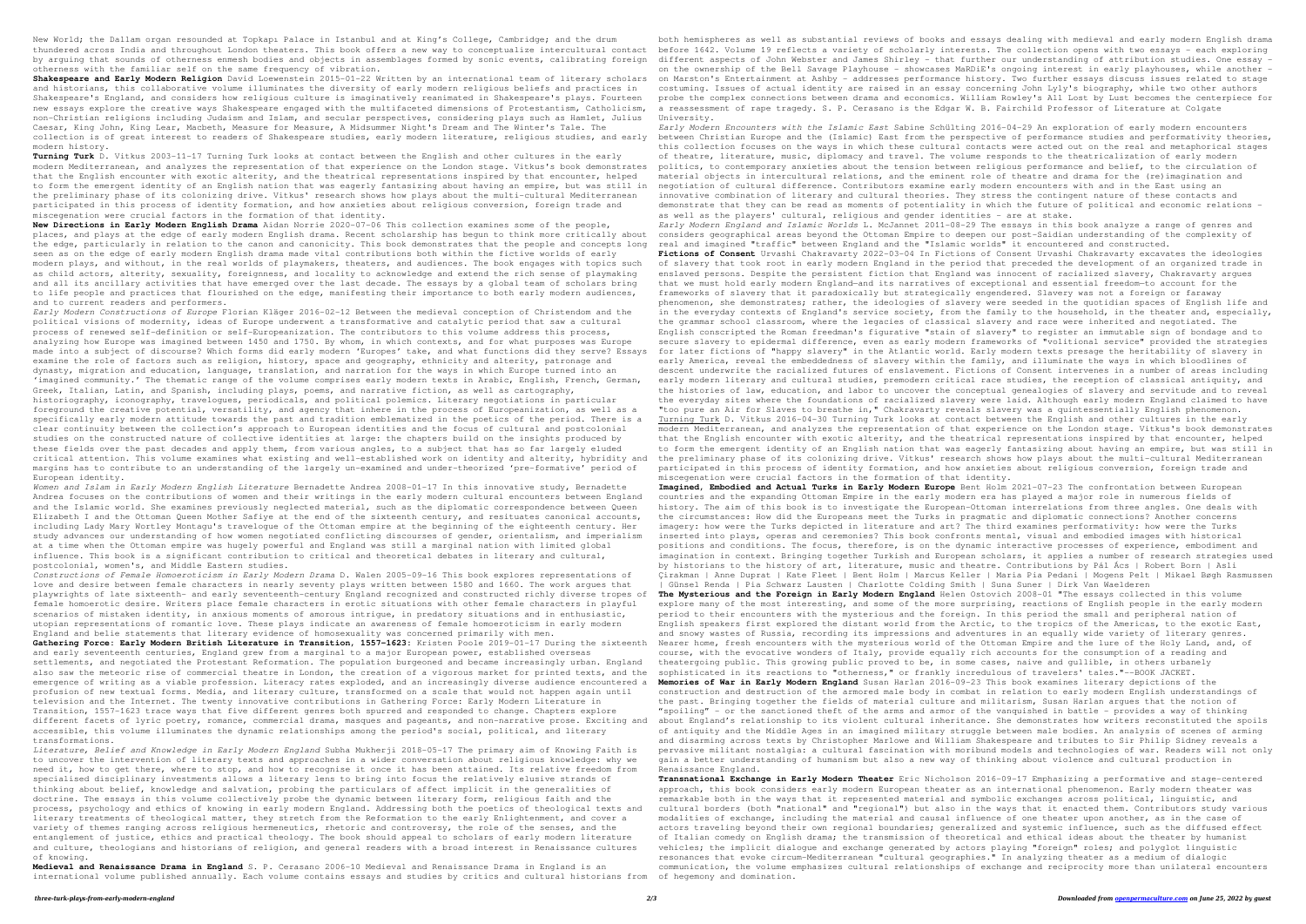New World; the Dallam organ resounded at Topkapı Palace in Istanbul and at King's College, Cambridge; and the drum thundered across India and throughout London theaters. This book offers a new way to conceptualize intercultural contact by arguing that sounds of otherness enmesh bodies and objects in assemblages formed by sonic events, calibrating foreign otherness with the familiar self on the same frequency of vibration.

**Shakespeare and Early Modern Religion** David Loewenstein 2015-01-22 Written by an international team of literary scholars and historians, this collaborative volume illuminates the diversity of early modern religious beliefs and practices in Shakespeare's England, and considers how religious culture is imaginatively reanimated in Shakespeare's plays. Fourteen new essays explore the creative ways Shakespeare engaged with the multifaceted dimensions of Protestantism, Catholicism, non-Christian religions including Judaism and Islam, and secular perspectives, considering plays such as Hamlet, Julius Caesar, King John, King Lear, Macbeth, Measure for Measure, A Midsummer Night's Dream and The Winter's Tale. The collection is of great interest to readers of Shakespeare studies, early modern literature, religious studies, and early modern history.

**Turning Turk** D. Vitkus 2003-11-17 Turning Turk looks at contact between the English and other cultures in the early modern Mediterranean, and analyzes the representation of that experience on the London stage. Vitkus's book demonstrates that the English encounter with exotic alterity, and the theatrical representations inspired by that encounter, helped to form the emergent identity of an English nation that was eagerly fantasizing about having an empire, but was still in the preliminary phase of its colonizing drive. Vitkus' research shows how plays about the multi-cultural Mediterranean participated in this process of identity formation, and how anxieties about religious conversion, foreign trade and miscegenation were crucial factors in the formation of that identity.

**New Directions in Early Modern English Drama** Aidan Norrie 2020-07-06 This collection examines some of the people, places, and plays at the edge of early modern English drama. Recent scholarship has begun to think more critically about the edge, particularly in relation to the canon and canonicity. This book demonstrates that the people and concepts long seen as on the edge of early modern English drama made vital contributions both within the fictive worlds of early modern plays, and without, in the real worlds of playmakers, theaters, and audiences. The book engages with topics such as child actors, alterity, sexuality, foreignness, and locality to acknowledge and extend the rich sense of playmaking and all its ancillary activities that have emerged over the last decade. The essays by a global team of scholars bring to life people and practices that flourished on the edge, manifesting their importance to both early modern audiences, and to current readers and performers.

*Early Modern Constructions of Europe* Florian Kläger 2016-02-12 Between the medieval conception of Christendom and the political visions of modernity, ideas of Europe underwent a transformative and catalytic period that saw a cultural process of renewed self-definition or self-Europeanization. The contributors to this volume address this process, analyzing how Europe was imagined between 1450 and 1750. By whom, in which contexts, and for what purposes was Europe made into a subject of discourse? Which forms did early modern 'Europes' take, and what functions did they serve? Essays examine the role of factors such as religion, history, space and geography, ethnicity and alterity, patronage and dynasty, migration and education, language, translation, and narration for the ways in which Europe turned into an 'imagined community.' The thematic range of the volume comprises early modern texts in Arabic, English, French, German, Greek, Italian, Latin, and Spanish, including plays, poems, and narrative fiction, as well as cartography, historiography, iconography, travelogues, periodicals, and political polemics. Literary negotiations in particular foreground the creative potential, versatility, and agency that inhere in the process of Europeanization, as well as a specifically early modern attitude towards the past and tradition emblematized in the poetics of the period. There is a clear continuity between the collection's approach to European identities and the focus of cultural and postcolonial studies on the constructed nature of collective identities at large: the chapters build on the insights produced by these fields over the past decades and apply them, from various angles, to a subject that has so far largely eluded critical attention. This volume examines what existing and well-established work on identity and alterity, hybridity and margins has to contribute to an understanding of the largely un-examined and under-theorized 'pre-formative' period of European identity.

*Women and Islam in Early Modern English Literature* Bernadette Andrea 2008-01-17 In this innovative study, Bernadette Andrea focuses on the contributions of women and their writings in the early modern cultural encounters between England and the Islamic world. She examines previously neglected material, such as the diplomatic correspondence between Queen Elizabeth I and the Ottoman Queen Mother Safiye at the end of the sixteenth century, and resituates canonical accounts, including Lady Mary Wortley Montagu's travelogue of the Ottoman empire at the beginning of the eighteenth century. Her study advances our understanding of how women negotiated conflicting discourses of gender, orientalism, and imperialism at a time when the Ottoman empire was hugely powerful and England was still a marginal nation with limited global influence. This book is a significant contribution to critical and theoretical debates in literary and cultural, postcolonial, women's, and Middle Eastern studies.

*Constructions of Female Homoeroticism in Early Modern Drama* D. Walen 2005-09-16 This book explores representations of love and desire between female characters in nearly seventy plays written between 1580 and 1660. The work argues that playwrights of late sixteenth- and early seventeenth-century England recognized and constructed richly diverse tropes of female homoerotic desire. Writers place female characters in erotic situations with other female characters in playful scenarios of mistaken identity, in anxious moments of amorous intrigue, in predatory situations and in enthusiastic, utopian representations of romantic love. These plays indicate an awareness of female homoeroticism in early modern England and belie statements that literary evidence of homosexuality was concerned primarily with men.

**Gathering Force: Early Modern British Literature in Transition, 1557-1623** Kristen Poole 2019-01-17 During the sixteenth and early seventeenth centuries, England grew from a marginal to a major European power, established overseas settlements, and negotiated the Protestant Reformation. The population burgeoned and became increasingly urban. England also saw the meteoric rise of commercial theatre in London, the creation of a vigorous market for printed texts, and the emergence of writing as a viable profession. Literacy rates exploded, and an increasingly diverse audience encountered a profusion of new textual forms. Media, and literary culture, transformed on a scale that would not happen again until television and the Internet. The twenty innovative contributions in Gathering Force: Early Modern Literature in Transition, 1557-1623 trace ways that five different genres both spurred and responded to change. Chapters explore different facets of lyric poetry, romance, commercial drama, masques and pageants, and non-narrative prose. Exciting and accessible, this volume illuminates the dynamic relationships among the period's social, political, and literary transformations.

*Literature, Belief and Knowledge in Early Modern England* Subha Mukherji 2018-05-17 The primary aim of Knowing Faith is to uncover the intervention of literary texts and approaches in a wider conversation about religious knowledge: why we need it, how to get there, where to stop, and how to recognise it once it has been attained. Its relative freedom from specialised disciplinary investments allows a literary lens to bring into focus the relatively elusive strands of thinking about belief, knowledge and salvation, probing the particulars of affect implicit in the generalities of doctrine. The essays in this volume collectively probe the dynamic between literary form, religious faith and the process, psychology and ethics of knowing in early modern England. Addressing both the poetics of theological texts and literary treatments of theological matter, they stretch from the Reformation to the early Enlightenment, and cover a variety of themes ranging across religious hermeneutics, rhetoric and controversy, the role of the senses, and the entanglement of justice, ethics and practical theology. The book should appeal to scholars of early modern literature and culture, theologians and historians of religion, and general readers with a broad interest in Renaissance cultures of knowing.

**Medieval and Renaissance Drama in England** S. P. Cerasano 2006-10 Medieval and Renaissance Drama in England is an international volume published annually. Each volume contains essays and studies by critics and cultural historians from both hemispheres as well as substantial reviews of books and essays dealing with medieval and early modern English drama before 1642. Volume 19 reflects a variety of scholarly interests. The collection opens with two essays - each exploring different aspects of John Webster and James Shirley - that further our understanding of attribution studies. One essay - on the ownership of the Bell Savage Playhouse - showcases MaRDiE's ongoing interest in early playhouses, while another - on Marston's Entertainment at Ashby - addresses performance history. Two further essays discuss issues related to stage costuming. Issues of actual identity are raised in an essay concerning John Lyly's biography, while two other authors probe the complex connections between drama and economics. William Rowley's All Lost by Lust becomes the centerpiece for a reassessment of rape tragedy. S. P. Cerasano is the Edgar W. B. Fairchild Professor of Literature at Colgate University.

*Early Modern Encounters with the Islamic East* Sabine Schülting 2016-04-29 An exploration of early modern encounters between Christian Europe and the (Islamic) East from the perspective of performance studies and performativity theories, this collection focuses on the ways in which these cultural contacts were acted out on the real and metaphorical stages of theatre, literature, music, diplomacy and travel. The volume responds to the theatricalization of early modern politics, to contemporary anxieties about the tension between religious performance and belief, to the circulation of material objects in intercultural relations, and the eminent role of theatre and drama for the (re)imagination and negotiation of cultural difference. Contributors examine early modern encounters with and in the East using an innovative combination of literary and cultural theories. They stress the contingent nature of these contacts and demonstrate that they can be read as moments of potentiality in which the future of political and economic relations - as well as the players' cultural, religious and gender identities - are at stake.

*Early Modern England and Islamic Worlds* L. McJannet 2011-08-29 The essays in this book analyze a range of genres and considers geographical areas beyond the Ottoman Empire to deepen our post-Saidian understanding of the complexity of real and imagined "traffic" between England and the "Islamic worlds" it encountered and constructed.

**Fictions of Consent** Urvashi Chakravarty 2022-03-04 In Fictions of Consent Urvashi Chakravarty excavates the ideologies of slavery that took root in early modern England in the period that preceded the development of an organized trade in enslaved persons. Despite the persistent fiction that England was innocent of racialized slavery, Chakravarty argues that we must hold early modern England—and its narratives of exceptional and essential freedom—to account for the frameworks of slavery that it paradoxically but strategically engendered. Slavery was not a foreign or faraway phenomenon, she demonstrates; rather, the ideologies of slavery were seeded in the quotidian spaces of English life and in the everyday contexts of England's service society, from the family to the household, in the theater and, especially, the grammar school classroom, where the legacies of classical slavery and race were inherited and negotiated. The English conscripted the Roman freedman's figurative "stain of slavery" to register an immutable sign of bondage and to secure slavery to epidermal difference, even as early modern frameworks of "volitional service" provided the strategies for later fictions of "happy slavery" in the Atlantic world. Early modern texts presage the heritability of slavery in early America, reveal the embeddedness of slavery within the family, and illuminate the ways in which bloodlines of descent underwrite the racialized futures of enslavement. Fictions of Consent intervenes in a number of areas including early modern literary and cultural studies, premodern critical race studies, the reception of classical antiquity, and the histories of law, education, and labor to uncover the conceptual genealogies of slavery and servitude and to reveal the everyday sites where the foundations of racialized slavery were laid. Although early modern England claimed to have "too pure an Air for Slaves to breathe in," Chakravarty reveals slavery was a quintessentially English phenomenon.

Turning Turk D. Vitkus 2016-04-30 Turning Turk looks at contact between the English and other cultures in the early modern Mediterranean, and analyzes the representation of that experience on the London stage. Vitkus's book demonstrates that the English encounter with exotic alterity, and the theatrical representations inspired by that encounter, helped to form the emergent identity of an English nation that was eagerly fantasizing about having an empire, but was still in the preliminary phase of its colonizing drive. Vitkus' research shows how plays about the multi-cultural Mediterranean participated in this process of identity formation, and how anxieties about religious conversion, foreign trade and miscegenation were crucial factors in the formation of that identity.

**Imagined, Embodied and Actual Turks in Early Modern Europe** Bent Holm 2021-07-23 The confrontation between European countries and the expanding Ottoman Empire in the early modern era has played a major role in numerous fields of history. The aim of this book is to investigate the European-Ottoman interrelations from three angles. One deals with the circumstances: How did the Europeans meet the Turks in pragmatic and diplomatic connections? Another concerns imagery: how were the Turks depicted in literature and art? The third examines performativity: how were the Turks inserted into plays, operas and ceremonies? This book confronts mental, visual and embodied images with historical positions and conditions. The focus, therefore, is on the dynamic interactive processes of experience, embodiment and imagination in context. Bringing together Turkish and European scholars, it applies a number of research strategies used by historians to the history of art, literature, music and theatre. Contributions by Pál Ács | Robert Born | Asli Çirakman | Anne Duprat | Kate Fleet | Bent Holm | Marcus Keller | Maria Pia Pedani | Mogens Pelt | Mikael Bøgh Rasmussen | Günsel Renda | Pia Schwarz Lausten | Charlotte Colding Smith | Suna Suner | Dirk Van Waelderen

**The Mysterious and the Foreign in Early Modern England** Helen Ostovich 2008-01 "The essays collected in this volume explore many of the most interesting, and some of the more surprising, reactions of English people in the early modern period to their encounters with the mysterious and the foreign. In this period the small and peripheral nation of English speakers first explored the distant world from the Arctic, to the tropics of the Americas, to the exotic East, and snowy wastes of Russia, recording its impressions and adventures in an equally wide variety of literary genres. Nearer home, fresh encounters with the mysterious world of the Ottoman Empire and the lure of the Holy Land, and, of course, with the evocative wonders of Italy, provide equally rich accounts for the consumption of a reading and theatergoing public. This growing public proved to be, in some cases, naive and gullible, in others urbanely sophisticated in its reactions to "otherness," or frankly incredulous of travelers' tales."--BOOK JACKET.

**Memories of War in Early Modern England** Susan Harlan 2016-09-23 This book examines literary depictions of the construction and destruction of the armored male body in combat in relation to early modern English understandings of the past. Bringing together the fields of material culture and militarism, Susan Harlan argues that the notion of "spoiling" - or the sanctioned theft of the arms and armor of the vanquished in battle - provides a way of thinking about England's relationship to its violent cultural inheritance. She demonstrates how writers reconstituted the spoils of antiquity and the Middle Ages in an imagined military struggle between male bodies. An analysis of scenes of arming and disarming across texts by Christopher Marlowe and William Shakespeare and tributes to Sir Philip Sidney reveals a pervasive militant nostalgia: a cultural fascination with moribund models and technologies of war. Readers will not only gain a better understanding of humanism but also a new way of thinking about violence and cultural production in Renaissance England.

**Transnational Exchange in Early Modern Theater** Eric Nicholson 2016-09-17 Emphasizing a performative and stage-centered approach, this book considers early modern European theater as an international phenomenon. Early modern theater was remarkable both in the ways that it represented material and symbolic exchanges across political, linguistic, and cultural borders (both "national" and "regional") but also in the ways that it enacted them. Contributors study various modalities of exchange, including the material and causal influence of one theater upon another, as in the case of actors traveling beyond their own regional boundaries; generalized and systemic influence, such as the diffused effect of Italian comedy on English drama; the transmission of theoretical and ethical ideas about the theater by humanist vehicles; the implicit dialogue and exchange generated by actors playing "foreign" roles; and polyglot linguistic resonances that evoke circum-Mediterranean "cultural geographies." In analyzing theater as a medium of dialogic communication, the volume emphasizes cultural relationships of exchange and reciprocity more than unilateral encounters of hegemony and domination.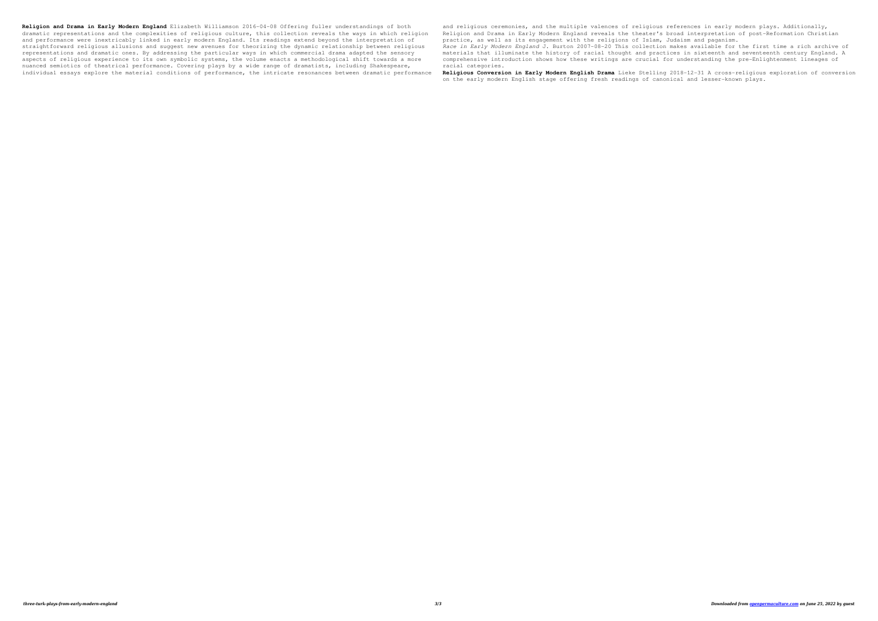**Religion and Drama in Early Modern England** Elizabeth Williamson 2016-04-08 Offering fuller understandings of both dramatic representations and the complexities of religious culture, this collection reveals the ways in which religion and performance were inextricably linked in early modern England. Its readings extend beyond the interpretation of straightforward religious allusions and suggest new avenues for theorizing the dynamic relationship between religious representations and dramatic ones. By addressing the particular ways in which commercial drama adapted the sensory aspects of religious experience to its own symbolic systems, the volume enacts a methodological shift towards a more nuanced semiotics of theatrical performance. Covering plays by a wide range of dramatists, including Shakespeare, individual essays explore the material conditions of performance, the intricate resonances between dramatic performance and religious ceremonies, and the multiple valences of religious references in early modern plays. Additionally, Religion and Drama in Early Modern England reveals the theater's broad interpretation of post-Reformation Christian practice, as well as its engagement with the religions of Islam, Judaism and paganism.

*Race in Early Modern England* J. Burton 2007-08-20 This collection makes available for the first time a rich archive of materials that illuminate the history of racial thought and practices in sixteenth and seventeenth century England. A comprehensive introduction shows how these writings are crucial for understanding the pre-Enlightenment lineages of racial categories.

**Religious Conversion in Early Modern English Drama** Lieke Stelling 2018-12-31 A cross-religious exploration of conversion on the early modern English stage offering fresh readings of canonical and lesser-known plays.